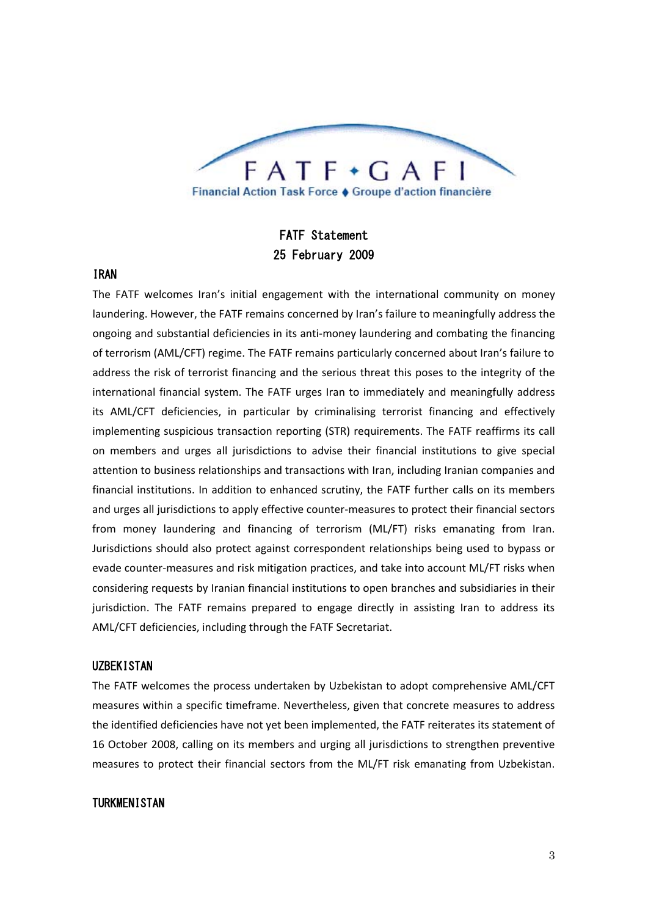FATF • GAFI

Financial Action Task Force ♦ Groupe d'action financière

# FATF Statement
# 25 February 2009

## IRAN

The FATF welcomes Iran's initial engagement with the international community on money laundering. However, the FATF remains concerned by Iran's failure to meaningfully address the ongoing and substantial deficiencies in its anti-money laundering and combating the financing of terrorism (AML/CFT) regime. The FATF remains particularly concerned about Iran's failure to address the risk of terrorist financing and the serious threat this poses to the integrity of the international financial system. The FATF urges Iran to immediately and meaningfully address its AML/CFT deficiencies, in particular by criminalising terrorist financing and effectively implementing suspicious transaction reporting (STR) requirements. The FATF reaffirms its call on members and urges all jurisdictions to advise their financial institutions to give special attention to business relationships and transactions with Iran, including Iranian companies and financial institutions. In addition to enhanced scrutiny, the FATF further calls on its members and urges all jurisdictions to apply effective counter-measures to protect their financial sectors from money laundering and financing of terrorism (ML/FT) risks emanating from Iran. Jurisdictions should also protect against correspondent relationships being used to bypass or evade counter-measures and risk mitigation practices, and take into account ML/FT risks when considering requests by Iranian financial institutions to open branches and subsidiaries in their jurisdiction. The FATF remains prepared to engage directly in assisting Iran to address its AML/CFT deficiencies, including through the FATF Secretariat.

## UZBEKISTAN

The FATF welcomes the process undertaken by Uzbekistan to adopt comprehensive AML/CFT measures within a specific timeframe. Nevertheless, given that concrete measures to address the identified deficiencies have not yet been implemented, the FATF reiterates its statement of 16 October 2008, calling on its members and urging all jurisdictions to strengthen preventive measures to protect their financial sectors from the ML/FT risk emanating from Uzbekistan.

## TURKMENISTAN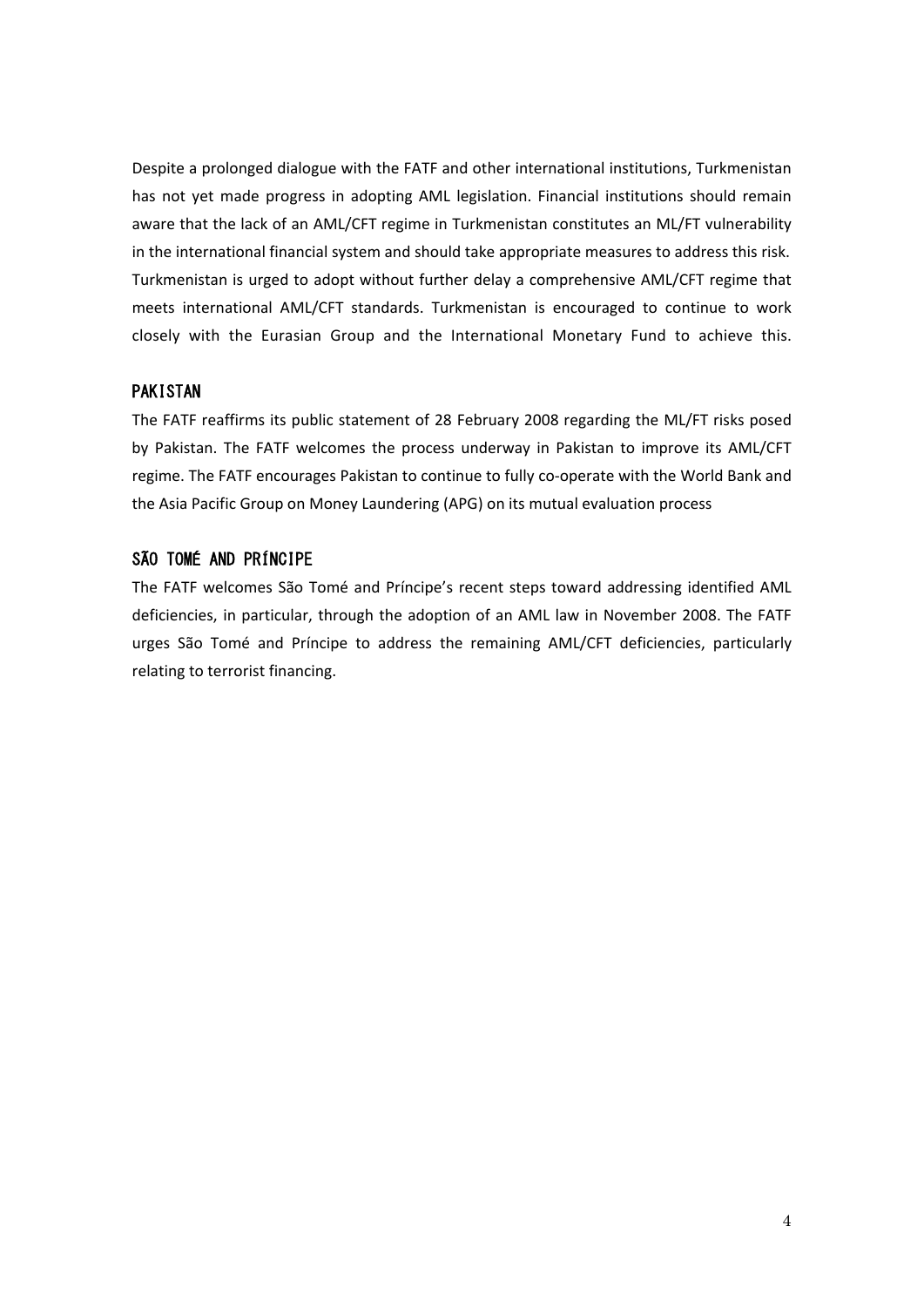Despite a prolonged dialogue with the FATF and other international institutions, Turkmenistan has not yet made progress in adopting AML legislation. Financial institutions should remain aware that the lack of an AML/CFT regime in Turkmenistan constitutes an ML/FT vulnerability in the international financial system and should take appropriate measures to address this risk. Turkmenistan is urged to adopt without further delay a comprehensive AML/CFT regime that meets international AML/CFT standards. Turkmenistan is encouraged to continue to work closely with the Eurasian Group and the International Monetary Fund to achieve this.

## PAKISTAN

The FATF reaffirms its public statement of 28 February 2008 regarding the ML/FT risks posed by Pakistan. The FATF welcomes the process underway in Pakistan to improve its AML/CFT regime. The FATF encourages Pakistan to continue to fully co-operate with the World Bank and the Asia Pacific Group on Money Laundering (APG) on its mutual evaluation process

## SÃO TOMÉ AND PRÍNCIPE

The FATF welcomes São Tomé and Príncipe's recent steps toward addressing identified AML deficiencies, in particular, through the adoption of an AML law in November 2008. The FATF urges São Tomé and Príncipe to address the remaining AML/CFT deficiencies, particularly relating to terrorist financing.